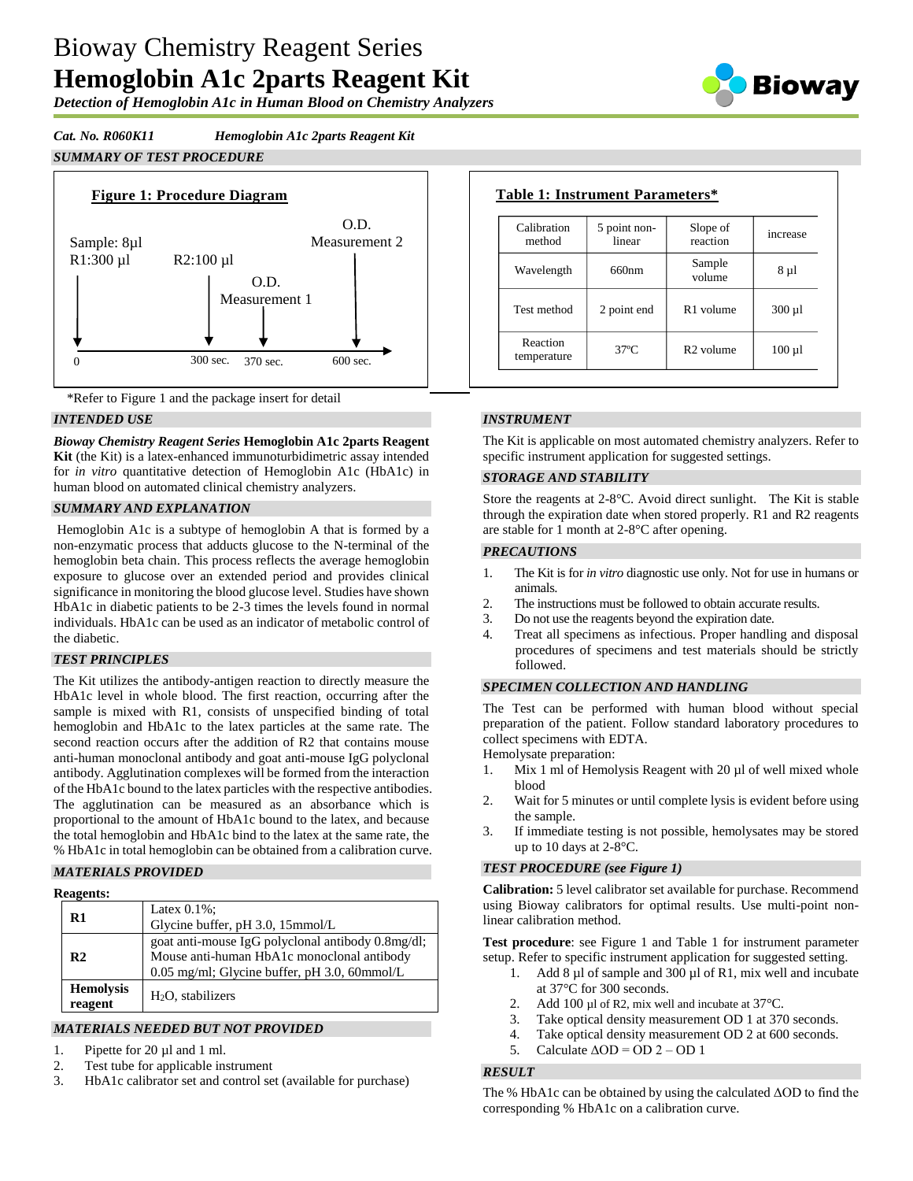# Bioway Chemistry Reagent Series
# **Hemoglobin A1c 2parts Reagent Kit**

***Detection of Hemoglobin A1c in Human Blood on Chemistry Analyzers***

***Cat. No. R060K11*** ***Hemoglobin A1c 2parts Reagent Kit***

## *SUMMARY OF TEST PROCEDURE*

**Figure 1: Procedure Diagram**

Sample: 8µl
R1:300 µl — 0
R2:100 µl — 300 sec.
O.D. Measurement 1 — 370 sec.
O.D. Measurement 2 — 600 sec.

\*Refer to Figure 1 and the package insert for detail

**Table 1: Instrument Parameters\***

| Calibration method | 5 point non-linear | Slope of reaction | increase |
|---|---|---|---|
| Wavelength | 660nm | Sample volume | 8 µl |
| Test method | 2 point end | R1 volume | 300 µl |
| Reaction temperature | 37°C | R2 volume | 100 µl |

## *INTENDED USE*

***Bioway Chemistry Reagent Series*** **Hemoglobin A1c 2parts Reagent Kit** (the Kit) is a latex-enhanced immunoturbidimetric assay intended for *in vitro* quantitative detection of Hemoglobin A1c (HbA1c) in human blood on automated clinical chemistry analyzers.

## *SUMMARY AND EXPLANATION*

Hemoglobin A1c is a subtype of hemoglobin A that is formed by a non-enzymatic process that adducts glucose to the N-terminal of the hemoglobin beta chain. This process reflects the average hemoglobin exposure to glucose over an extended period and provides clinical significance in monitoring the blood glucose level. Studies have shown HbA1c in diabetic patients to be 2-3 times the levels found in normal individuals. HbA1c can be used as an indicator of metabolic control of the diabetic.

## *TEST PRINCIPLES*

The Kit utilizes the antibody-antigen reaction to directly measure the HbA1c level in whole blood. The first reaction, occurring after the sample is mixed with R1, consists of unspecified binding of total hemoglobin and HbA1c to the latex particles at the same rate. The second reaction occurs after the addition of R2 that contains mouse anti-human monoclonal antibody and goat anti-mouse IgG polyclonal antibody. Agglutination complexes will be formed from the interaction of the HbA1c bound to the latex particles with the respective antibodies. The agglutination can be measured as an absorbance which is proportional to the amount of HbA1c bound to the latex, and because the total hemoglobin and HbA1c bind to the latex at the same rate, the % HbA1c in total hemoglobin can be obtained from a calibration curve.

## *MATERIALS PROVIDED*

**Reagents:**

| | |
|---|---|
| **R1** | Latex 0.1%; Glycine buffer, pH 3.0, 15mmol/L |
| **R2** | goat anti-mouse IgG polyclonal antibody 0.8mg/dl; Mouse anti-human HbA1c monoclonal antibody 0.05 mg/ml; Glycine buffer, pH 3.0, 60mmol/L |
| **Hemolysis reagent** | $H_2O$, stabilizers |

## *MATERIALS NEEDED BUT NOT PROVIDED*

1. Pipette for 20 µl and 1 ml.
2. Test tube for applicable instrument
3. HbA1c calibrator set and control set (available for purchase)

## *INSTRUMENT*

The Kit is applicable on most automated chemistry analyzers. Refer to specific instrument application for suggested settings.

## *STORAGE AND STABILITY*

Store the reagents at 2-8°C. Avoid direct sunlight. The Kit is stable through the expiration date when stored properly. R1 and R2 reagents are stable for 1 month at 2-8°C after opening.

## *PRECAUTIONS*

1. The Kit is for *in vitro* diagnostic use only. Not for use in humans or animals.
2. The instructions must be followed to obtain accurate results.
3. Do not use the reagents beyond the expiration date.
4. Treat all specimens as infectious. Proper handling and disposal procedures of specimens and test materials should be strictly followed.

## *SPECIMEN COLLECTION AND HANDLING*

The Test can be performed with human blood without special preparation of the patient. Follow standard laboratory procedures to collect specimens with EDTA.

Hemolysate preparation:

1. Mix 1 ml of Hemolysis Reagent with 20 µl of well mixed whole blood
2. Wait for 5 minutes or until complete lysis is evident before using the sample.
3. If immediate testing is not possible, hemolysates may be stored up to 10 days at 2-8°C.

## *TEST PROCEDURE (see Figure 1)*

**Calibration:** 5 level calibrator set available for purchase. Recommend using Bioway calibrators for optimal results. Use multi-point non-linear calibration method.

**Test procedure**: see Figure 1 and Table 1 for instrument parameter setup. Refer to specific instrument application for suggested setting.

1. Add 8 µl of sample and 300 µl of R1, mix well and incubate at 37°C for 300 seconds.
2. Add 100 µl of R2, mix well and incubate at 37°C.
3. Take optical density measurement OD 1 at 370 seconds.
4. Take optical density measurement OD 2 at 600 seconds.
5. Calculate $\Delta OD = OD\ 2 - OD\ 1$

## *RESULT*

The % HbA1c can be obtained by using the calculated ΔOD to find the corresponding % HbA1c on a calibration curve.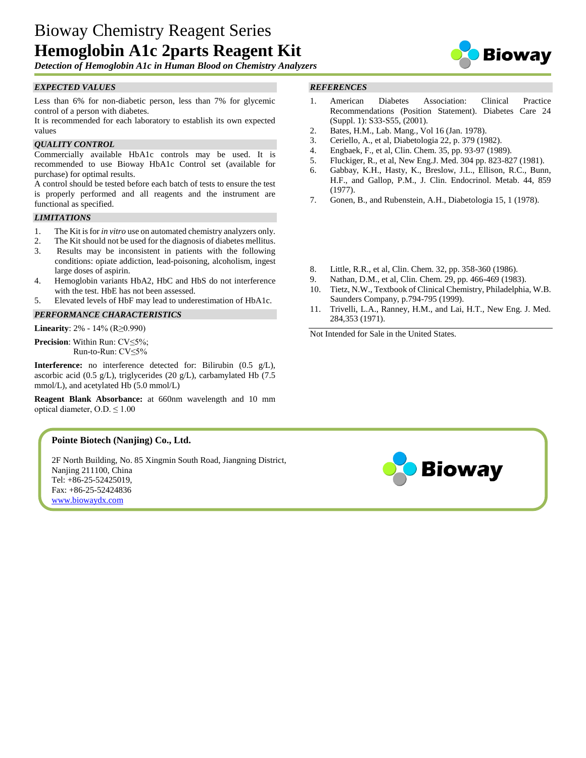# Bioway Chemistry Reagent Series

# Hemoglobin A1c 2parts Reagent Kit

***Detection of Hemoglobin A1c in Human Blood on Chemistry Analyzers***

### *EXPECTED VALUES*

Less than 6% for non-diabetic person, less than 7% for glycemic control of a person with diabetes.

It is recommended for each laboratory to establish its own expected values

### *QUALITY CONTROL*

Commercially available HbA1c controls may be used. It is recommended to use Bioway HbA1c Control set (available for purchase) for optimal results.

A control should be tested before each batch of tests to ensure the test is properly performed and all reagents and the instrument are functional as specified.

### *LIMITATIONS*

1. The Kit is for *in vitro* use on automated chemistry analyzers only.
2. The Kit should not be used for the diagnosis of diabetes mellitus.
3. Results may be inconsistent in patients with the following conditions: opiate addiction, lead-poisoning, alcoholism, ingest large doses of aspirin.
4. Hemoglobin variants HbA2, HbC and HbS do not interference with the test. HbE has not been assessed.
5. Elevated levels of HbF may lead to underestimation of HbA1c.

### *PERFORMANCE CHARACTERISTICS*

**Linearity**: 2% - 14% (R≥0.990)

**Precision**: Within Run: CV≤5%;
Run-to-Run: CV≤5%

**Interference:** no interference detected for: Bilirubin (0.5 g/L), ascorbic acid (0.5 g/L), triglycerides (20 g/L), carbamylated Hb (7.5 mmol/L), and acetylated Hb (5.0 mmol/L)

**Reagent Blank Absorbance:** at 660nm wavelength and 10 mm optical diameter, O.D. ≤ 1.00

### *REFERENCES*

1. American Diabetes Association: Clinical Practice Recommendations (Position Statement). Diabetes Care 24 (Suppl. 1): S33-S55, (2001).
2. Bates, H.M., Lab. Mang., Vol 16 (Jan. 1978).
3. Ceriello, A., et al, Diabetologia 22, p. 379 (1982).
4. Engbaek, F., et al, Clin. Chem. 35, pp. 93-97 (1989).
5. Fluckiger, R., et al, New Eng.J. Med. 304 pp. 823-827 (1981).
6. Gabbay, K.H., Hasty, K., Breslow, J.L., Ellison, R.C., Bunn, H.F., and Gallop, P.M., J. Clin. Endocrinol. Metab. 44, 859 (1977).
7. Gonen, B., and Rubenstein, A.H., Diabetologia 15, 1 (1978).
8. Little, R.R., et al, Clin. Chem. 32, pp. 358-360 (1986).
9. Nathan, D.M., et al, Clin. Chem. 29, pp. 466-469 (1983).
10. Tietz, N.W., Textbook of Clinical Chemistry, Philadelphia, W.B. Saunders Company, p.794-795 (1999).
11. Trivelli, L.A., Ranney, H.M., and Lai, H.T., New Eng. J. Med. 284,353 (1971).

Not Intended for Sale in the United States.

**Pointe Biotech (Nanjing) Co., Ltd.**

2F North Building, No. 85 Xingmin South Road, Jiangning District,
Nanjing 211100, China
Tel: +86-25-52425019,
Fax: +86-25-52424836
www.biowaydx.com